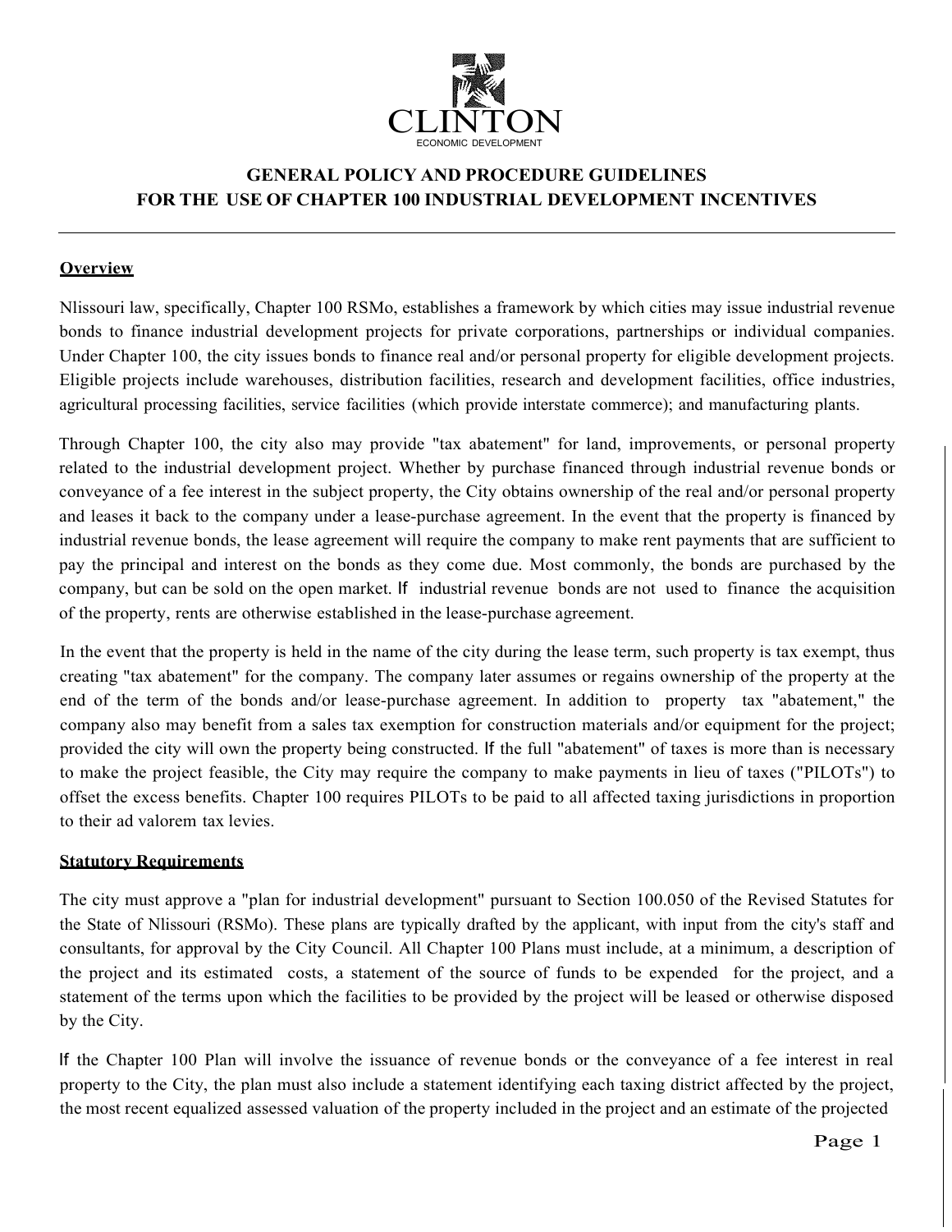CLINTON

ECONOMIC DEVELOPMENT

# GENERAL POLICY AND PROCEDURE GUIDELINES FOR THE USE OF CHAPTER 100 INDUSTRIAL DEVELOPMENT INCENTIVES

## Overview

Nlissouri law, specifically, Chapter 100 RSMo, establishes a framework by which cities may issue industrial revenue bonds to finance industrial development projects for private corporations, partnerships or individual companies. Under Chapter 100, the city issues bonds to finance real and/or personal property for eligible development projects. Eligible projects include warehouses, distribution facilities, research and development facilities, office industries, agricultural processing facilities, service facilities (which provide interstate commerce); and manufacturing plants.

Through Chapter 100, the city also may provide "tax abatement" for land, improvements, or personal property related to the industrial development project. Whether by purchase financed through industrial revenue bonds or conveyance of a fee interest in the subject property, the City obtains ownership of the real and/or personal property and leases it back to the company under a lease-purchase agreement. In the event that the property is financed by industrial revenue bonds, the lease agreement will require the company to make rent payments that are sufficient to pay the principal and interest on the bonds as they come due. Most commonly, the bonds are purchased by the company, but can be sold on the open market. If industrial revenue bonds are not used to finance the acquisition of the property, rents are otherwise established in the lease-purchase agreement.

In the event that the property is held in the name of the city during the lease term, such property is tax exempt, thus creating "tax abatement" for the company. The company later assumes or regains ownership of the property at the end of the term of the bonds and/or lease-purchase agreement. In addition to property tax "abatement," the company also may benefit from a sales tax exemption for construction materials and/or equipment for the project; provided the city will own the property being constructed. If the full "abatement" of taxes is more than is necessary to make the project feasible, the City may require the company to make payments in lieu of taxes ("PILOTs") to offset the excess benefits. Chapter 100 requires PILOTs to be paid to all affected taxing jurisdictions in proportion to their ad valorem tax levies.

## Statutory Requirements

The city must approve a "plan for industrial development" pursuant to Section 100.050 of the Revised Statutes for the State of Nlissouri (RSMo). These plans are typically drafted by the applicant, with input from the city's staff and consultants, for approval by the City Council. All Chapter 100 Plans must include, at a minimum, a description of the project and its estimated costs, a statement of the source of funds to be expended for the project, and a statement of the terms upon which the facilities to be provided by the project will be leased or otherwise disposed by the City.

If the Chapter 100 Plan will involve the issuance of revenue bonds or the conveyance of a fee interest in real property to the City, the plan must also include a statement identifying each taxing district affected by the project, the most recent equalized assessed valuation of the property included in the project and an estimate of the projected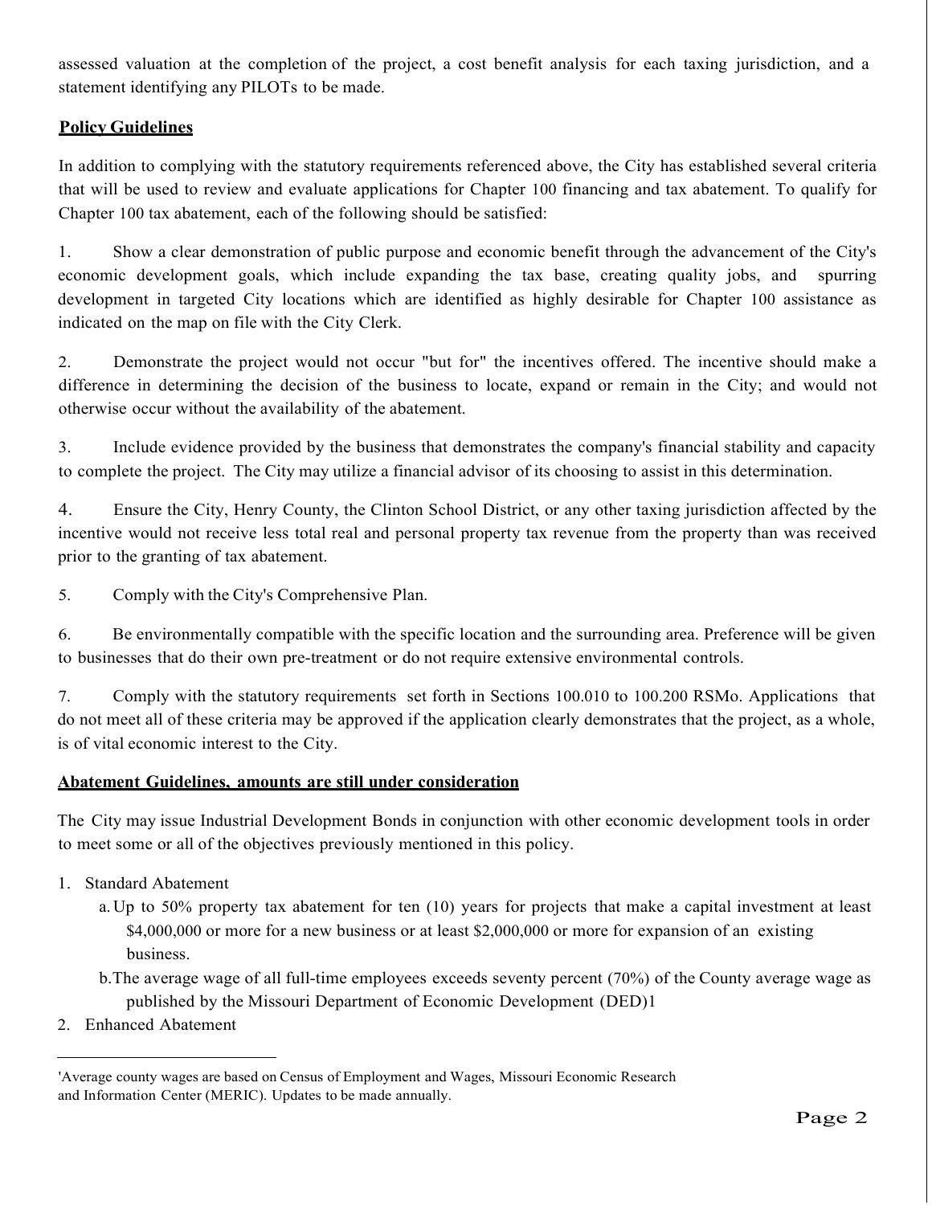assessed valuation at the completion of the project, a cost benefit analysis for each taxing jurisdiction, and a statement identifying any PILOTs to be made.

**Policy Guidelines**

In addition to complying with the statutory requirements referenced above, the City has established several criteria that will be used to review and evaluate applications for Chapter 100 financing and tax abatement. To qualify for Chapter 100 tax abatement, each of the following should be satisfied:

1. Show a clear demonstration of public purpose and economic benefit through the advancement of the City's economic development goals, which include expanding the tax base, creating quality jobs, and spurring development in targeted City locations which are identified as highly desirable for Chapter 100 assistance as indicated on the map on file with the City Clerk.

2. Demonstrate the project would not occur "but for" the incentives offered. The incentive should make a difference in determining the decision of the business to locate, expand or remain in the City; and would not otherwise occur without the availability of the abatement.

3. Include evidence provided by the business that demonstrates the company's financial stability and capacity to complete the project. The City may utilize a financial advisor of its choosing to assist in this determination.

4. Ensure the City, Henry County, the Clinton School District, or any other taxing jurisdiction affected by the incentive would not receive less total real and personal property tax revenue from the property than was received prior to the granting of tax abatement.

5. Comply with the City's Comprehensive Plan.

6. Be environmentally compatible with the specific location and the surrounding area. Preference will be given to businesses that do their own pre-treatment or do not require extensive environmental controls.

7. Comply with the statutory requirements set forth in Sections 100.010 to 100.200 RSMo. Applications that do not meet all of these criteria may be approved if the application clearly demonstrates that the project, as a whole, is of vital economic interest to the City.

**Abatement Guidelines, amounts are still under consideration**

The City may issue Industrial Development Bonds in conjunction with other economic development tools in order to meet some or all of the objectives previously mentioned in this policy.

1. Standard Abatement
   a. Up to 50% property tax abatement for ten (10) years for projects that make a capital investment at least $4,000,000 or more for a new business or at least $2,000,000 or more for expansion of an existing business.
   b. The average wage of all full-time employees exceeds seventy percent (70%) of the County average wage as published by the Missouri Department of Economic Development (DED)[1]
2. Enhanced Abatement

---

[1] Average county wages are based on Census of Employment and Wages, Missouri Economic Research and Information Center (MERIC). Updates to be made annually.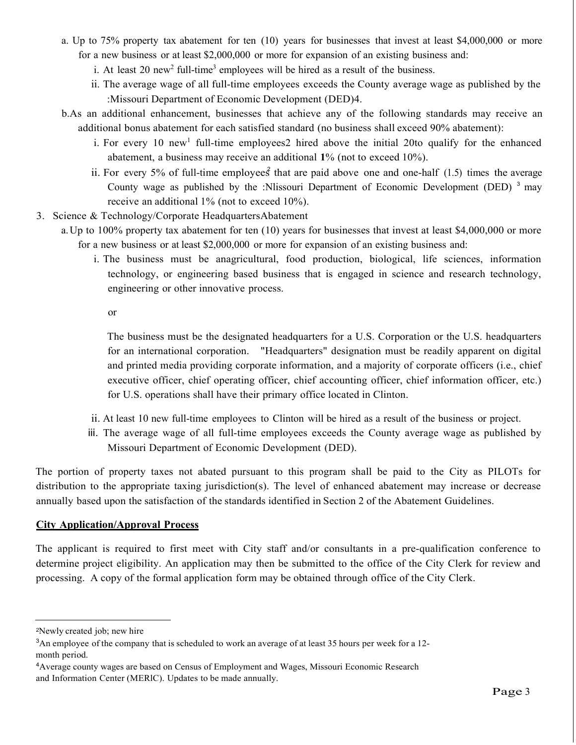a. Up to 75% property tax abatement for ten (10) years for businesses that invest at least $4,000,000 or more for a new business or at least $2,000,000 or more for expansion of an existing business and:
    i. At least 20 new[2] full-time[3] employees will be hired as a result of the business.
    ii. The average wage of all full-time employees exceeds the County average wage as published by the :Missouri Department of Economic Development (DED)4.

b. As an additional enhancement, businesses that achieve any of the following standards may receive an additional bonus abatement for each satisfied standard (no business shall exceed 90% abatement):
    i. For every 10 new[1] full-time employees2 hired above the initial 20to qualify for the enhanced abatement, a business may receive an additional **1**% (not to exceed 10%).
    ii. For every 5% of full-time employees[2] that are paid above one and one-half (1.5) times the average County wage as published by the :Nlissouri Department of Economic Development (DED) [3] may receive an additional 1% (not to exceed 10%).

3. Science & Technology/Corporate HeadquartersAbatement
    a. Up to 100% property tax abatement for ten (10) years for businesses that invest at least $4,000,000 or more for a new business or at least $2,000,000 or more for expansion of an existing business and:
        i. The business must be anagricultural, food production, biological, life sciences, information technology, or engineering based business that is engaged in science and research technology, engineering or other innovative process.

        or

        The business must be the designated headquarters for a U.S. Corporation or the U.S. headquarters for an international corporation. "Headquarters" designation must be readily apparent on digital and printed media providing corporate information, and a majority of corporate officers (i.e., chief executive officer, chief operating officer, chief accounting officer, chief information officer, etc.) for U.S. operations shall have their primary office located in Clinton.

        ii. At least 10 new full-time employees to Clinton will be hired as a result of the business or project.
        iii. The average wage of all full-time employees exceeds the County average wage as published by Missouri Department of Economic Development (DED).

The portion of property taxes not abated pursuant to this program shall be paid to the City as PILOTs for distribution to the appropriate taxing jurisdiction(s). The level of enhanced abatement may increase or decrease annually based upon the satisfaction of the standards identified in Section 2 of the Abatement Guidelines.

**City Application/Approval Process**

The applicant is required to first meet with City staff and/or consultants in a pre-qualification conference to determine project eligibility. An application may then be submitted to the office of the City Clerk for review and processing. A copy of the formal application form may be obtained through office of the City Clerk.

---

[2]Newly created job; new hire

[3]An employee of the company that is scheduled to work an average of at least 35 hours per week for a 12-month period.

[4]Average county wages are based on Census of Employment and Wages, Missouri Economic Research and Information Center (MERlC). Updates to be made annually.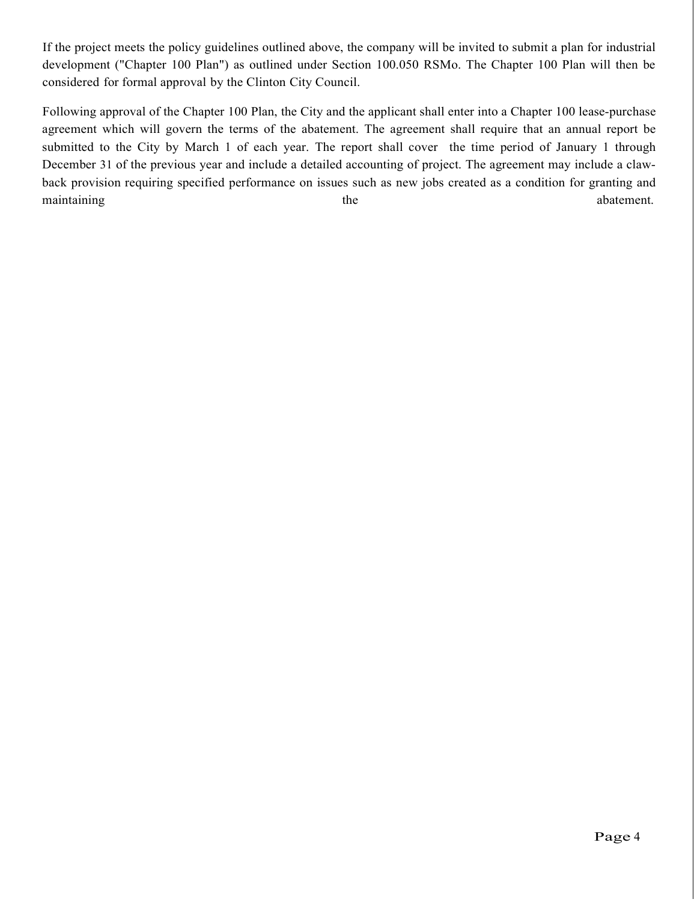If the project meets the policy guidelines outlined above, the company will be invited to submit a plan for industrial development ("Chapter 100 Plan") as outlined under Section 100.050 RSMo. The Chapter 100 Plan will then be considered for formal approval by the Clinton City Council.

Following approval of the Chapter 100 Plan, the City and the applicant shall enter into a Chapter 100 lease-purchase agreement which will govern the terms of the abatement. The agreement shall require that an annual report be submitted to the City by March 1 of each year. The report shall cover the time period of January 1 through December 31 of the previous year and include a detailed accounting of project. The agreement may include a claw-back provision requiring specified performance on issues such as new jobs created as a condition for granting and maintaining the abatement.